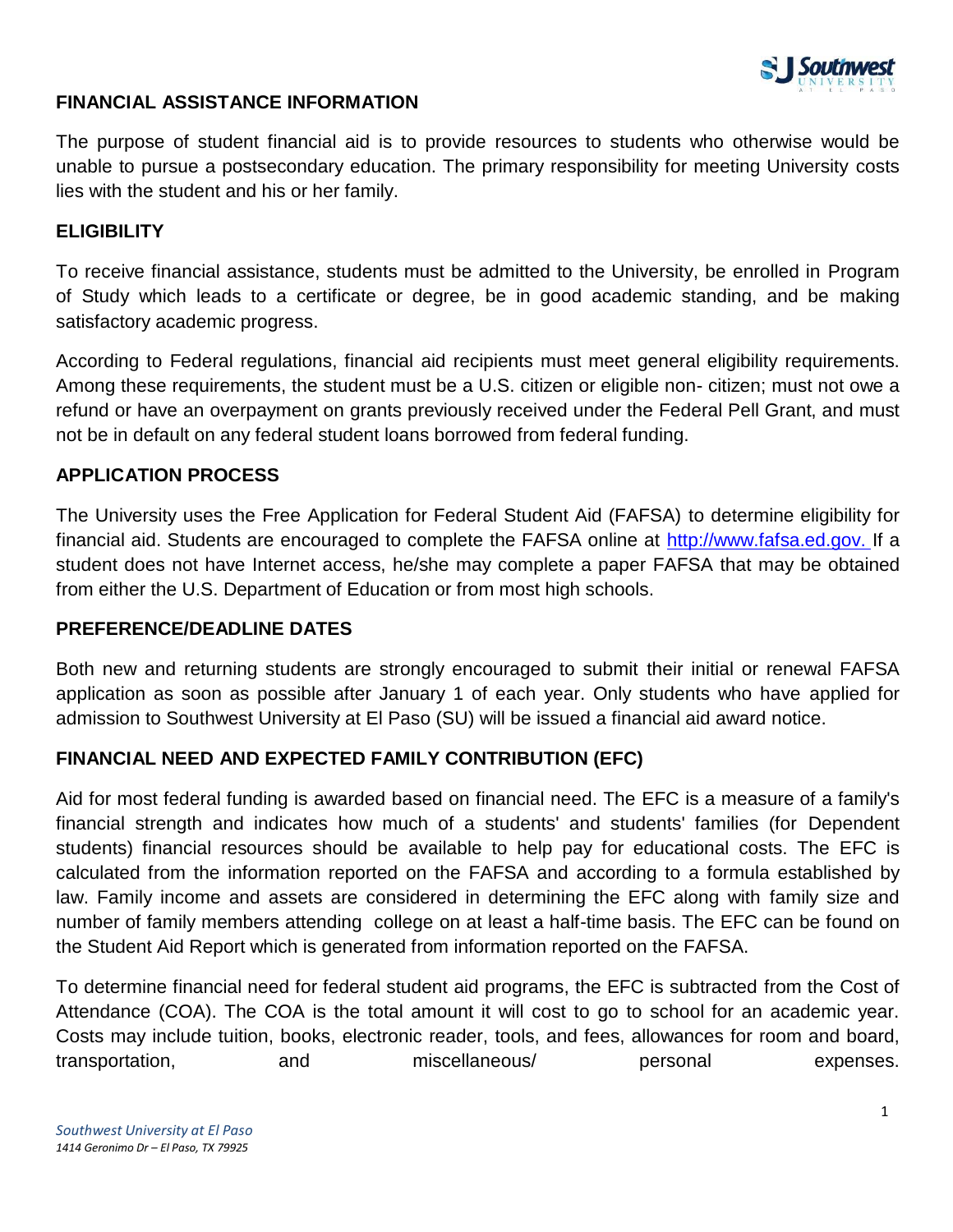## FINANCIAL ASSISTANCE INFORMATION

The purpose of student financial aid is to provide resources to students who otherwise would be unable to pursue a postsecondary education. The primary responsibility for meeting University costs lies with the student and his or her family.

## ELIGIBILITY

To receive financial assistance, students must be admitted to the University, be enrolled in Program of Study which leads to a certificate or degree, be in good academic standing, and be making satisfactory academic progress.

According to Federal regulations, financial aid recipients must meet general eligibility requirements. Among these requirements, the student must be a U.S. citizen or eligible non- citizen; must not owe a refund or have an overpayment on grants previously received under the Federal Pell Grant, and must not be in default on any federal student loans borrowed from federal funding.

## APPLICATION PROCESS

The University uses the Free Application for Federal Student Aid (FAFSA) to determine eligibility for financial aid. Students are encouraged to complete the FAFSA online at [http://www.fafsa.ed.gov.](http://www.fafsa.ed.gov) If a student does not have Internet access, he/she may complete a paper FAFSA that may be obtained from either the U.S. Department of Education or from most high schools.

## PREFERENCE/DEADLINE DATES

Both new and returning students are strongly encouraged to submit their initial or renewal FAFSA application as soon as possible after January 1 of each year. Only students who have applied for admission to Southwest University at El Paso (SU) will be issued a financial aid award notice.

## FINANCIAL NEED AND EXPECTED FAMILY CONTRIBUTION (EFC)

Aid for most federal funding is awarded based on financial need. The EFC is a measure of a family's financial strength and indicates how much of a students' and students' families (for Dependent students) financial resources should be available to help pay for educational costs. The EFC is calculated from the information reported on the FAFSA and according to a formula established by law. Family income and assets are considered in determining the EFC along with family size and number of family members attending college on at least a half-time basis. The EFC can be found on the Student Aid Report which is generated from information reported on the FAFSA.

To determine financial need for federal student aid programs, the EFC is subtracted from the Cost of Attendance (COA). The COA is the total amount it will cost to go to school for an academic year. Costs may include tuition, books, electronic reader, tools, and fees, allowances for room and board, transportation, and miscellaneous/ personal expenses.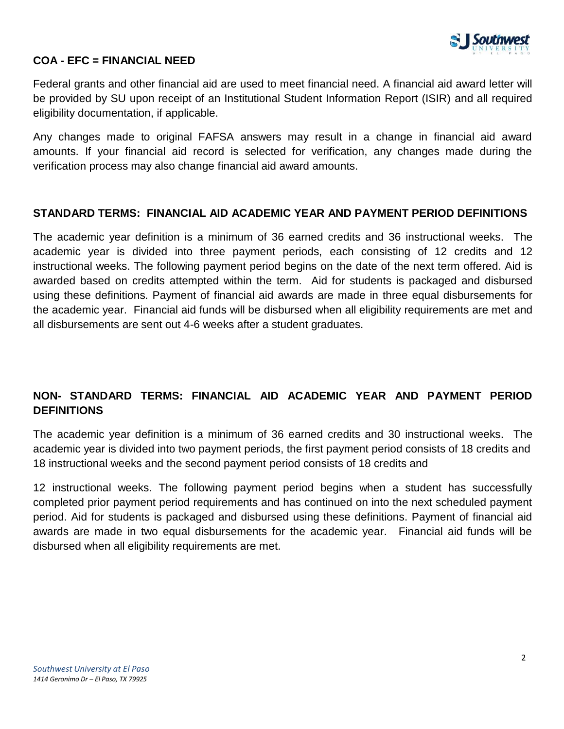## COA - EFC = FINANCIAL NEED

Federal grants and other financial aid are used to meet financial need. A financial aid award letter will be provided by SU upon receipt of an Institutional Student Information Report (ISIR) and all required eligibility documentation, if applicable.

Any changes made to original FAFSA answers may result in a change in financial aid award amounts. If your financial aid record is selected for verification, any changes made during the verification process may also change financial aid award amounts.

## STANDARD TERMS: FINANCIAL AID ACADEMIC YEAR AND PAYMENT PERIOD DEFINITIONS

The academic year definition is a minimum of 36 earned credits and 36 instructional weeks. The academic year is divided into three payment periods, each consisting of 12 credits and 12 instructional weeks. The following payment period begins on the date of the next term offered. Aid is awarded based on credits attempted within the term. Aid for students is packaged and disbursed using these definitions. Payment of financial aid awards are made in three equal disbursements for the academic year. Financial aid funds will be disbursed when all eligibility requirements are met and all disbursements are sent out 4-6 weeks after a student graduates.

## NON- STANDARD TERMS: FINANCIAL AID ACADEMIC YEAR AND PAYMENT PERIOD DEFINITIONS

The academic year definition is a minimum of 36 earned credits and 30 instructional weeks. The academic year is divided into two payment periods, the first payment period consists of 18 credits and 18 instructional weeks and the second payment period consists of 18 credits and

12 instructional weeks. The following payment period begins when a student has successfully completed prior payment period requirements and has continued on into the next scheduled payment period. Aid for students is packaged and disbursed using these definitions. Payment of financial aid awards are made in two equal disbursements for the academic year. Financial aid funds will be disbursed when all eligibility requirements are met.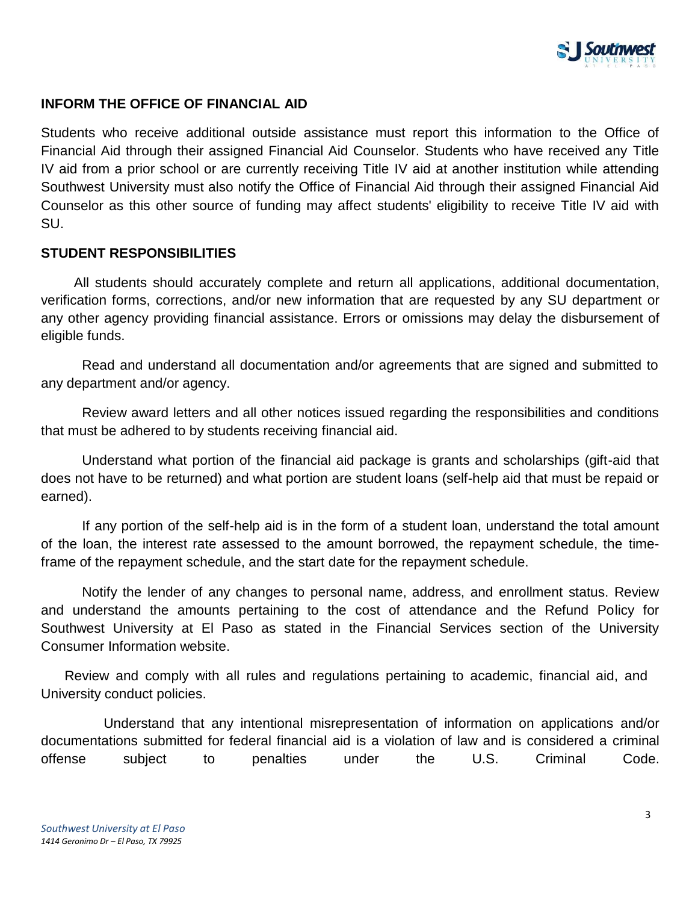## INFORM THE OFFICE OF FINANCIAL AID

Students who receive additional outside assistance must report this information to the Office of Financial Aid through their assigned Financial Aid Counselor. Students who have received any Title IV aid from a prior school or are currently receiving Title IV aid at another institution while attending Southwest University must also notify the Office of Financial Aid through their assigned Financial Aid Counselor as this other source of funding may affect students' eligibility to receive Title IV aid with SU.

## STUDENT RESPONSIBILITIES

All students should accurately complete and return all applications, additional documentation, verification forms, corrections, and/or new information that are requested by any SU department or any other agency providing financial assistance. Errors or omissions may delay the disbursement of eligible funds.

Read and understand all documentation and/or agreements that are signed and submitted to any department and/or agency.

Review award letters and all other notices issued regarding the responsibilities and conditions that must be adhered to by students receiving financial aid.

Understand what portion of the financial aid package is grants and scholarships (gift-aid that does not have to be returned) and what portion are student loans (self-help aid that must be repaid or earned).

If any portion of the self-help aid is in the form of a student loan, understand the total amount of the loan, the interest rate assessed to the amount borrowed, the repayment schedule, the time-frame of the repayment schedule, and the start date for the repayment schedule.

Notify the lender of any changes to personal name, address, and enrollment status. Review and understand the amounts pertaining to the cost of attendance and the Refund Policy for Southwest University at El Paso as stated in the Financial Services section of the University Consumer Information website.

Review and comply with all rules and regulations pertaining to academic, financial aid, and University conduct policies.

Understand that any intentional misrepresentation of information on applications and/or documentations submitted for federal financial aid is a violation of law and is considered a criminal offense subject to penalties under the U.S. Criminal Code.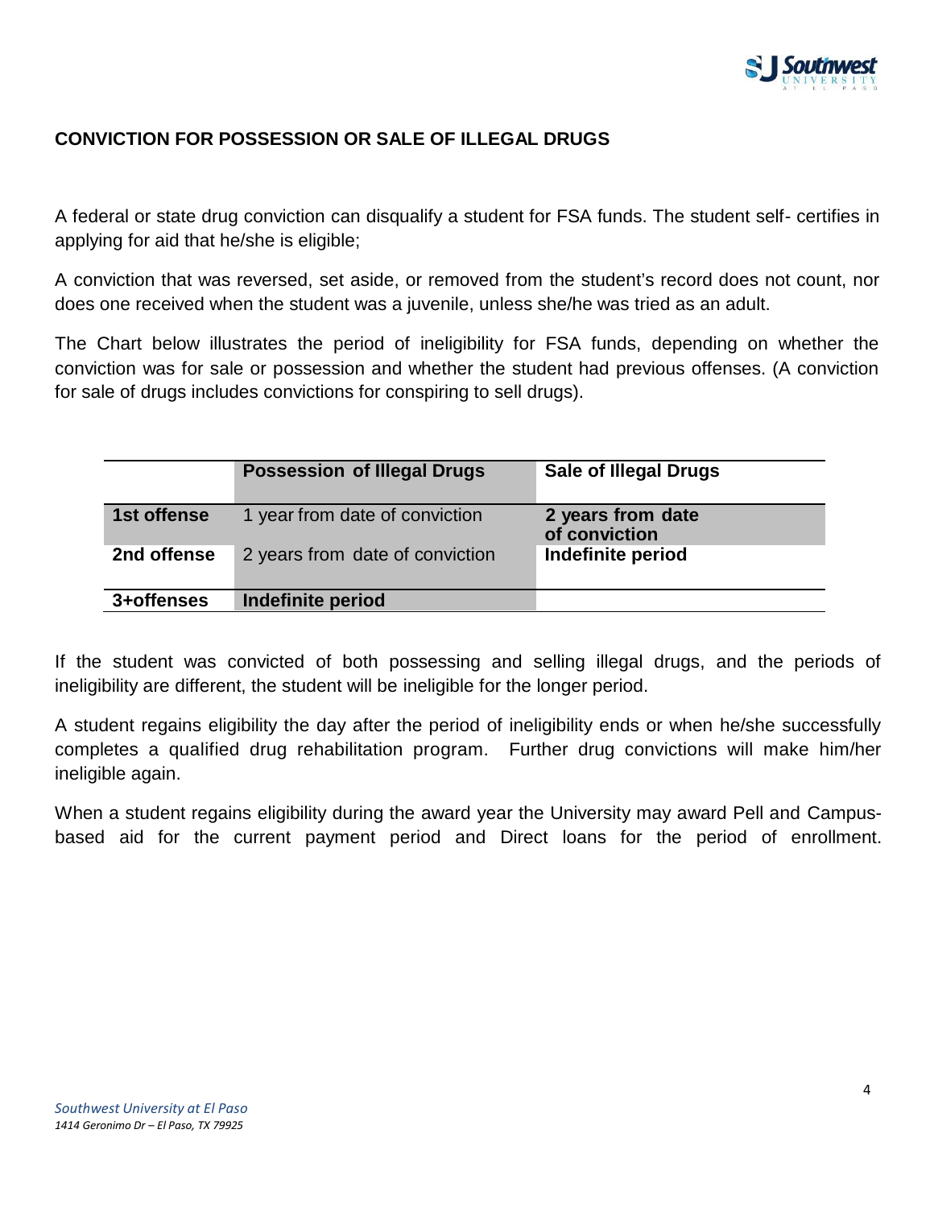## CONVICTION FOR POSSESSION OR SALE OF ILLEGAL DRUGS

A federal or state drug conviction can disqualify a student for FSA funds. The student self- certifies in applying for aid that he/she is eligible;

A conviction that was reversed, set aside, or removed from the student's record does not count, nor does one received when the student was a juvenile, unless she/he was tried as an adult.

The Chart below illustrates the period of ineligibility for FSA funds, depending on whether the conviction was for sale or possession and whether the student had previous offenses. (A conviction for sale of drugs includes convictions for conspiring to sell drugs).

| | Possession of Illegal Drugs | Sale of Illegal Drugs |
|---|---|---|
| **1st offense** | 1 year from date of conviction | **2 years from date of conviction** |
| **2nd offense** | 2 years from date of conviction | **Indefinite period** |
| **3+offenses** | **Indefinite period** | |

If the student was convicted of both possessing and selling illegal drugs, and the periods of ineligibility are different, the student will be ineligible for the longer period.

A student regains eligibility the day after the period of ineligibility ends or when he/she successfully completes a qualified drug rehabilitation program. Further drug convictions will make him/her ineligible again.

When a student regains eligibility during the award year the University may award Pell and Campus-based aid for the current payment period and Direct loans for the period of enrollment.

*Southwest University at El Paso*
*1414 Geronimo Dr – El Paso, TX 79925*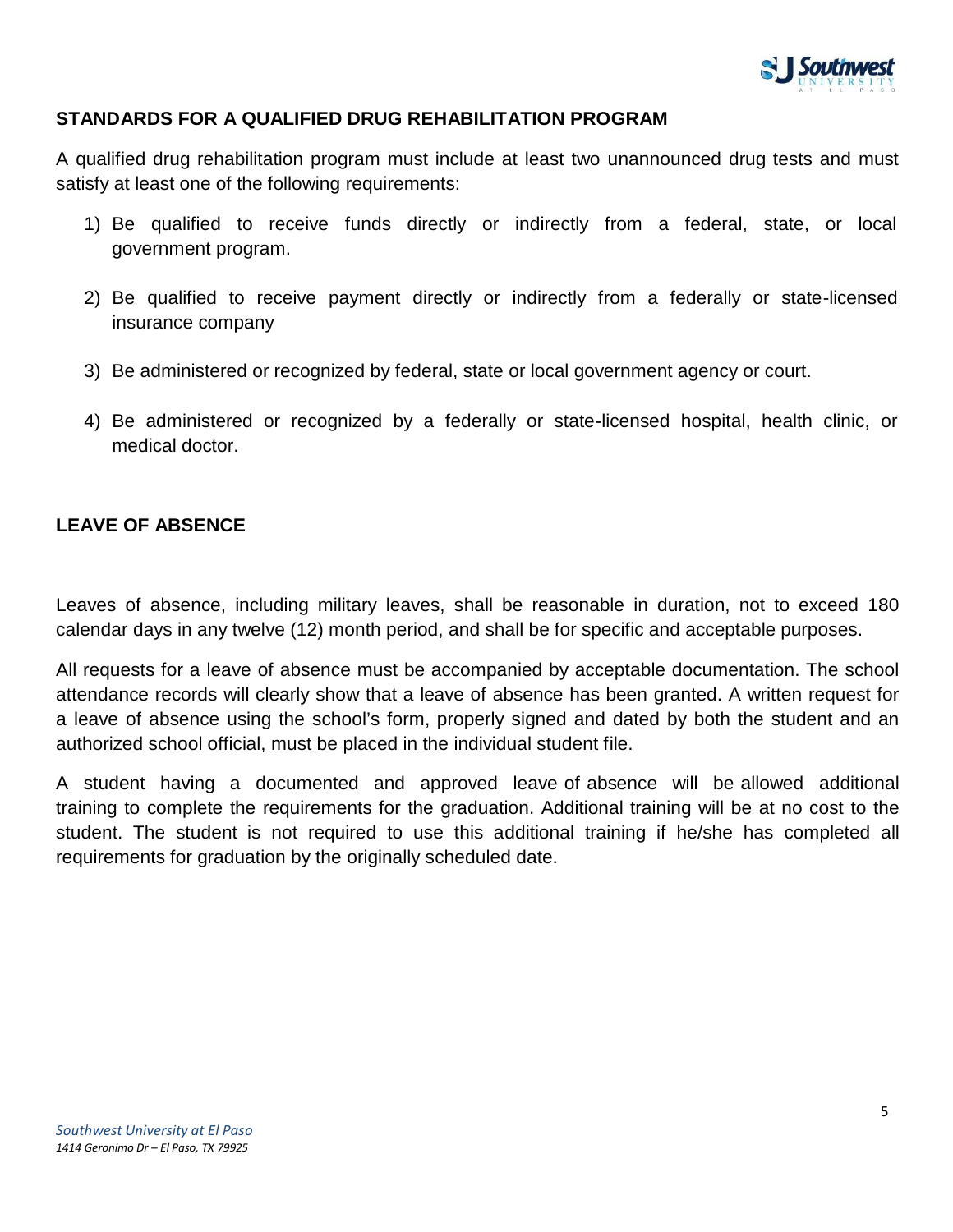## STANDARDS FOR A QUALIFIED DRUG REHABILITATION PROGRAM

A qualified drug rehabilitation program must include at least two unannounced drug tests and must satisfy at least one of the following requirements:

1) Be qualified to receive funds directly or indirectly from a federal, state, or local government program.
2) Be qualified to receive payment directly or indirectly from a federally or state-licensed insurance company
3) Be administered or recognized by federal, state or local government agency or court.
4) Be administered or recognized by a federally or state-licensed hospital, health clinic, or medical doctor.

## LEAVE OF ABSENCE

Leaves of absence, including military leaves, shall be reasonable in duration, not to exceed 180 calendar days in any twelve (12) month period, and shall be for specific and acceptable purposes.

All requests for a leave of absence must be accompanied by acceptable documentation. The school attendance records will clearly show that a leave of absence has been granted. A written request for a leave of absence using the school's form, properly signed and dated by both the student and an authorized school official, must be placed in the individual student file.

A student having a documented and approved leave of absence will be allowed additional training to complete the requirements for the graduation. Additional training will be at no cost to the student. The student is not required to use this additional training if he/she has completed all requirements for graduation by the originally scheduled date.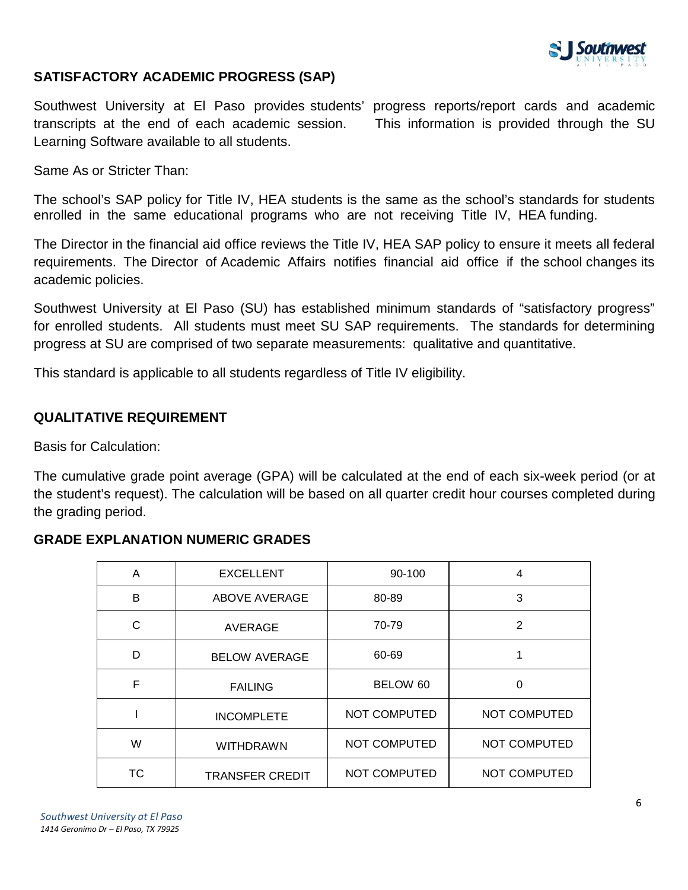## SATISFACTORY ACADEMIC PROGRESS (SAP)

Southwest University at El Paso provides students' progress reports/report cards and academic transcripts at the end of each academic session. This information is provided through the SU Learning Software available to all students.

Same As or Stricter Than:

The school's SAP policy for Title IV, HEA students is the same as the school's standards for students enrolled in the same educational programs who are not receiving Title IV, HEA funding.

The Director in the financial aid office reviews the Title IV, HEA SAP policy to ensure it meets all federal requirements. The Director of Academic Affairs notifies financial aid office if the school changes its academic policies.

Southwest University at El Paso (SU) has established minimum standards of "satisfactory progress" for enrolled students. All students must meet SU SAP requirements. The standards for determining progress at SU are comprised of two separate measurements: qualitative and quantitative.

This standard is applicable to all students regardless of Title IV eligibility.

## QUALITATIVE REQUIREMENT

Basis for Calculation:

The cumulative grade point average (GPA) will be calculated at the end of each six-week period (or at the student's request). The calculation will be based on all quarter credit hour courses completed during the grading period.

## GRADE EXPLANATION NUMERIC GRADES

| | | | |
|---|---|---|---|
| A | EXCELLENT | 90-100 | 4 |
| B | ABOVE AVERAGE | 80-89 | 3 |
| C | AVERAGE | 70-79 | 2 |
| D | BELOW AVERAGE | 60-69 | 1 |
| F | FAILING | BELOW 60 | 0 |
| I | INCOMPLETE | NOT COMPUTED | NOT COMPUTED |
| W | WITHDRAWN | NOT COMPUTED | NOT COMPUTED |
| TC | TRANSFER CREDIT | NOT COMPUTED | NOT COMPUTED |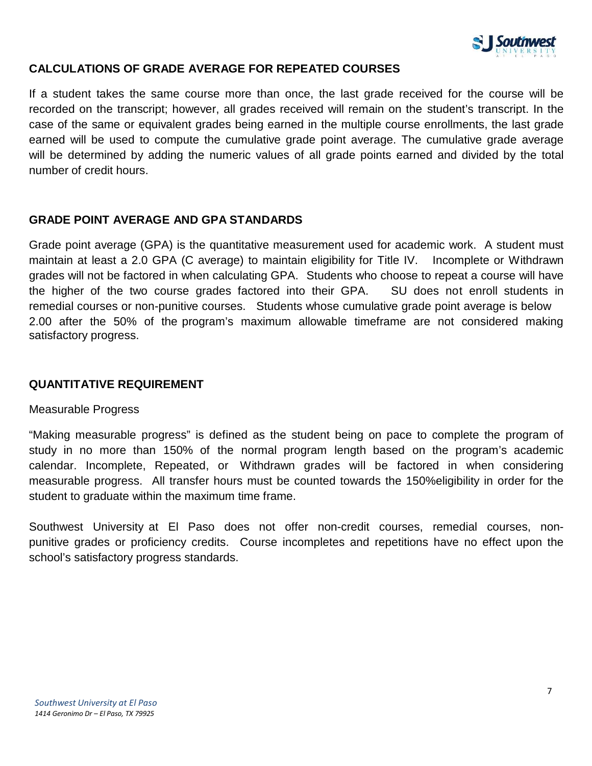## CALCULATIONS OF GRADE AVERAGE FOR REPEATED COURSES

If a student takes the same course more than once, the last grade received for the course will be recorded on the transcript; however, all grades received will remain on the student's transcript. In the case of the same or equivalent grades being earned in the multiple course enrollments, the last grade earned will be used to compute the cumulative grade point average. The cumulative grade average will be determined by adding the numeric values of all grade points earned and divided by the total number of credit hours.

## GRADE POINT AVERAGE AND GPA STANDARDS

Grade point average (GPA) is the quantitative measurement used for academic work. A student must maintain at least a 2.0 GPA (C average) to maintain eligibility for Title IV. Incomplete or Withdrawn grades will not be factored in when calculating GPA. Students who choose to repeat a course will have the higher of the two course grades factored into their GPA. SU does not enroll students in remedial courses or non-punitive courses. Students whose cumulative grade point average is below 2.00 after the 50% of the program's maximum allowable timeframe are not considered making satisfactory progress.

## QUANTITATIVE REQUIREMENT

Measurable Progress

"Making measurable progress" is defined as the student being on pace to complete the program of study in no more than 150% of the normal program length based on the program's academic calendar. Incomplete, Repeated, or Withdrawn grades will be factored in when considering measurable progress. All transfer hours must be counted towards the 150%eligibility in order for the student to graduate within the maximum time frame.

Southwest University at El Paso does not offer non-credit courses, remedial courses, non-punitive grades or proficiency credits. Course incompletes and repetitions have no effect upon the school's satisfactory progress standards.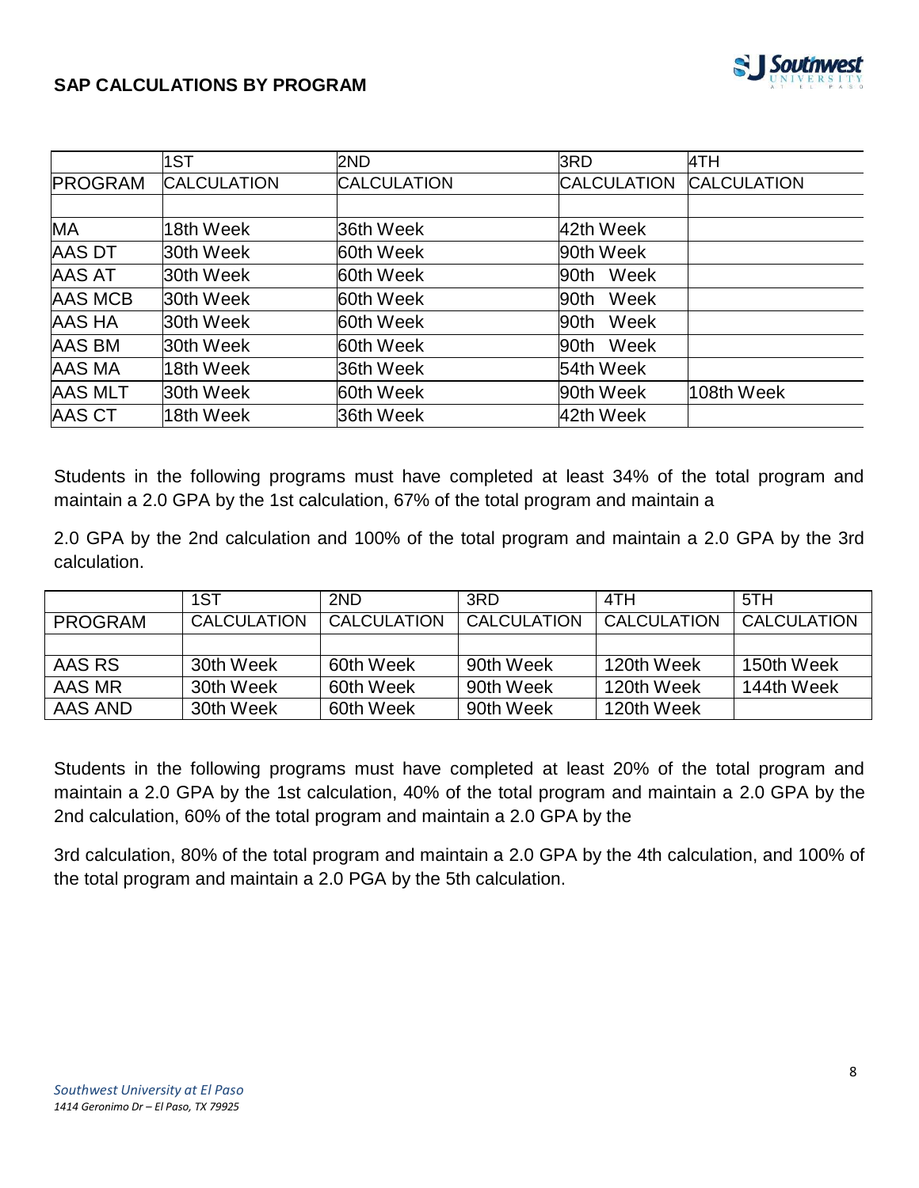## SAP CALCULATIONS BY PROGRAM

| PROGRAM | 1ST CALCULATION | 2ND CALCULATION | 3RD CALCULATION | 4TH CALCULATION |
|---|---|---|---|---|
| | | | | |
| MA | 18th Week | 36th Week | 42th Week | |
| AAS DT | 30th Week | 60th Week | 90th Week | |
| AAS AT | 30th Week | 60th Week | 90th Week | |
| AAS MCB | 30th Week | 60th Week | 90th Week | |
| AAS HA | 30th Week | 60th Week | 90th Week | |
| AAS BM | 30th Week | 60th Week | 90th Week | |
| AAS MA | 18th Week | 36th Week | 54th Week | |
| AAS MLT | 30th Week | 60th Week | 90th Week | 108th Week |
| AAS CT | 18th Week | 36th Week | 42th Week | |

Students in the following programs must have completed at least 34% of the total program and maintain a 2.0 GPA by the 1st calculation, 67% of the total program and maintain a

2.0 GPA by the 2nd calculation and 100% of the total program and maintain a 2.0 GPA by the 3rd calculation.

| PROGRAM | 1ST CALCULATION | 2ND CALCULATION | 3RD CALCULATION | 4TH CALCULATION | 5TH CALCULATION |
|---|---|---|---|---|---|
| | | | | | |
| AAS RS | 30th Week | 60th Week | 90th Week | 120th Week | 150th Week |
| AAS MR | 30th Week | 60th Week | 90th Week | 120th Week | 144th Week |
| AAS AND | 30th Week | 60th Week | 90th Week | 120th Week | |

Students in the following programs must have completed at least 20% of the total program and maintain a 2.0 GPA by the 1st calculation, 40% of the total program and maintain a 2.0 GPA by the 2nd calculation, 60% of the total program and maintain a 2.0 GPA by the

3rd calculation, 80% of the total program and maintain a 2.0 GPA by the 4th calculation, and 100% of the total program and maintain a 2.0 PGA by the 5th calculation.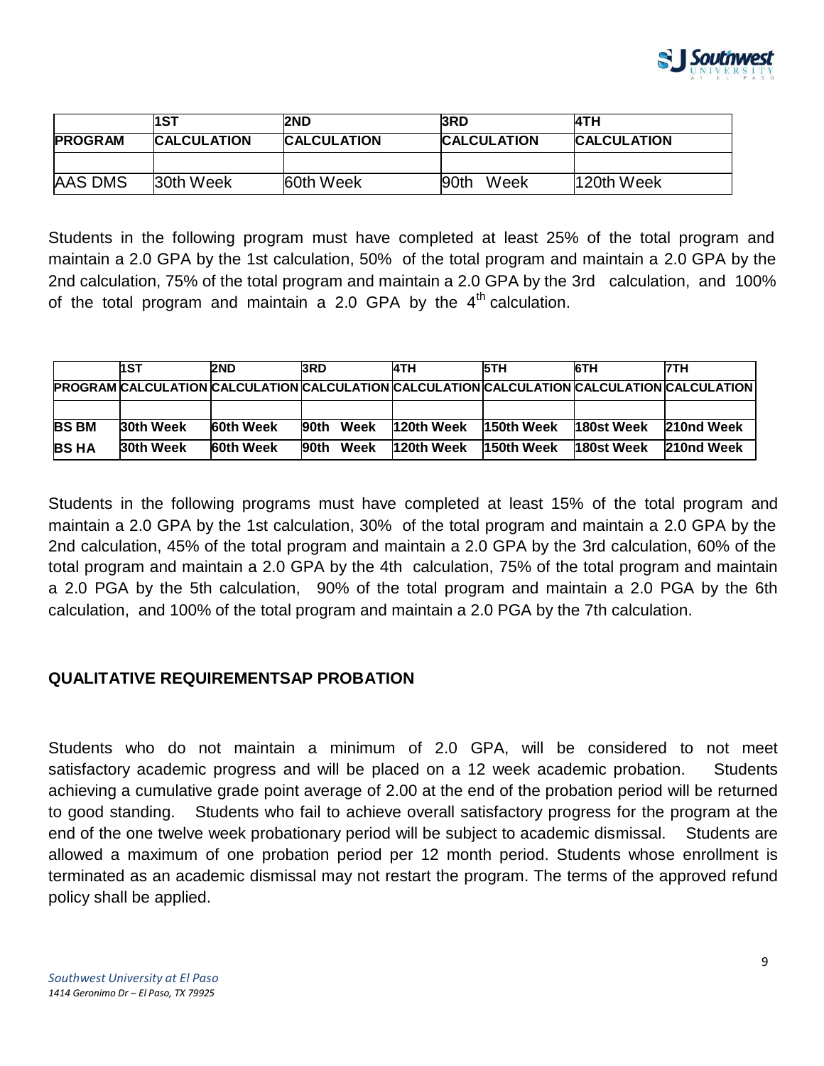| | 1ST | 2ND | 3RD | 4TH |
|---|---|---|---|---|
| **PROGRAM** | **CALCULATION** | **CALCULATION** | **CALCULATION** | **CALCULATION** |
| | | | | |
| AAS DMS | 30th Week | 60th Week | 90th Week | 120th Week |

Students in the following program must have completed at least 25% of the total program and maintain a 2.0 GPA by the 1st calculation, 50% of the total program and maintain a 2.0 GPA by the 2nd calculation, 75% of the total program and maintain a 2.0 GPA by the 3rd calculation, and 100% of the total program and maintain a 2.0 GPA by the 4th calculation.

| | 1ST | 2ND | 3RD | 4TH | 5TH | 6TH | 7TH |
|---|---|---|---|---|---|---|---|
| **PROGRAM** | **CALCULATION** | **CALCULATION** | **CALCULATION** | **CALCULATION** | **CALCULATION** | **CALCULATION** | **CALCULATION** |
| | | | | | | | |
| **BS BM** | **30th Week** | **60th Week** | **90th Week** | **120th Week** | **150th Week** | **180st Week** | **210nd Week** |
| **BS HA** | **30th Week** | **60th Week** | **90th Week** | **120th Week** | **150th Week** | **180st Week** | **210nd Week** |

Students in the following programs must have completed at least 15% of the total program and maintain a 2.0 GPA by the 1st calculation, 30% of the total program and maintain a 2.0 GPA by the 2nd calculation, 45% of the total program and maintain a 2.0 GPA by the 3rd calculation, 60% of the total program and maintain a 2.0 GPA by the 4th calculation, 75% of the total program and maintain a 2.0 PGA by the 5th calculation, 90% of the total program and maintain a 2.0 PGA by the 6th calculation, and 100% of the total program and maintain a 2.0 PGA by the 7th calculation.

## QUALITATIVE REQUIREMENTSAP PROBATION

Students who do not maintain a minimum of 2.0 GPA, will be considered to not meet satisfactory academic progress and will be placed on a 12 week academic probation. Students achieving a cumulative grade point average of 2.00 at the end of the probation period will be returned to good standing. Students who fail to achieve overall satisfactory progress for the program at the end of the one twelve week probationary period will be subject to academic dismissal. Students are allowed a maximum of one probation period per 12 month period. Students whose enrollment is terminated as an academic dismissal may not restart the program. The terms of the approved refund policy shall be applied.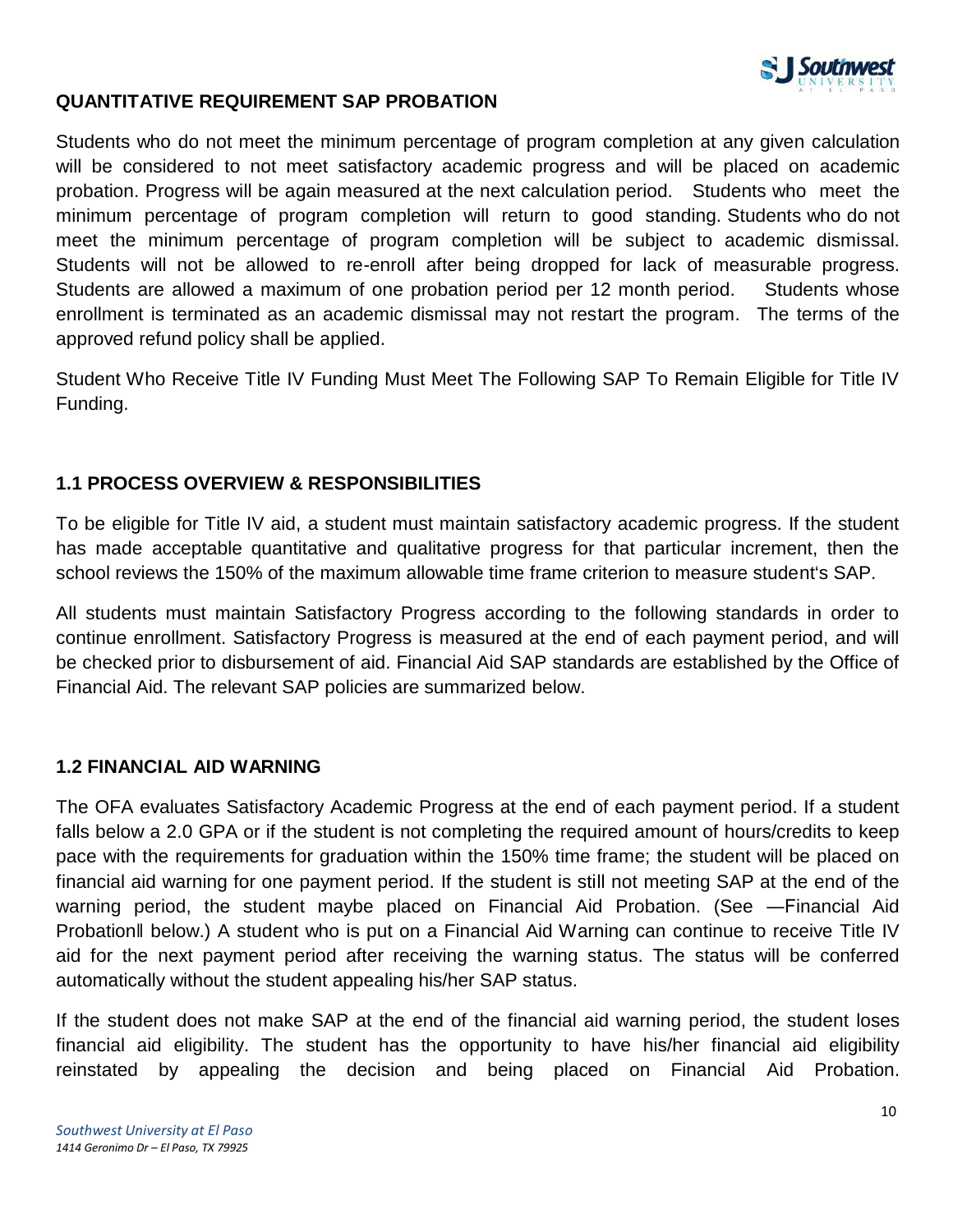## QUANTITATIVE REQUIREMENT SAP PROBATION

Students who do not meet the minimum percentage of program completion at any given calculation will be considered to not meet satisfactory academic progress and will be placed on academic probation. Progress will be again measured at the next calculation period. Students who meet the minimum percentage of program completion will return to good standing. Students who do not meet the minimum percentage of program completion will be subject to academic dismissal. Students will not be allowed to re-enroll after being dropped for lack of measurable progress. Students are allowed a maximum of one probation period per 12 month period. Students whose enrollment is terminated as an academic dismissal may not restart the program. The terms of the approved refund policy shall be applied.

Student Who Receive Title IV Funding Must Meet The Following SAP To Remain Eligible for Title IV Funding.

## 1.1 PROCESS OVERVIEW & RESPONSIBILITIES

To be eligible for Title IV aid, a student must maintain satisfactory academic progress. If the student has made acceptable quantitative and qualitative progress for that particular increment, then the school reviews the 150% of the maximum allowable time frame criterion to measure student's SAP.

All students must maintain Satisfactory Progress according to the following standards in order to continue enrollment. Satisfactory Progress is measured at the end of each payment period, and will be checked prior to disbursement of aid. Financial Aid SAP standards are established by the Office of Financial Aid. The relevant SAP policies are summarized below.

## 1.2 FINANCIAL AID WARNING

The OFA evaluates Satisfactory Academic Progress at the end of each payment period. If a student falls below a 2.0 GPA or if the student is not completing the required amount of hours/credits to keep pace with the requirements for graduation within the 150% time frame; the student will be placed on financial aid warning for one payment period. If the student is still not meeting SAP at the end of the warning period, the student maybe placed on Financial Aid Probation. (See ―Financial Aid Probation‖ below.) A student who is put on a Financial Aid Warning can continue to receive Title IV aid for the next payment period after receiving the warning status. The status will be conferred automatically without the student appealing his/her SAP status.

If the student does not make SAP at the end of the financial aid warning period, the student loses financial aid eligibility. The student has the opportunity to have his/her financial aid eligibility reinstated by appealing the decision and being placed on Financial Aid Probation.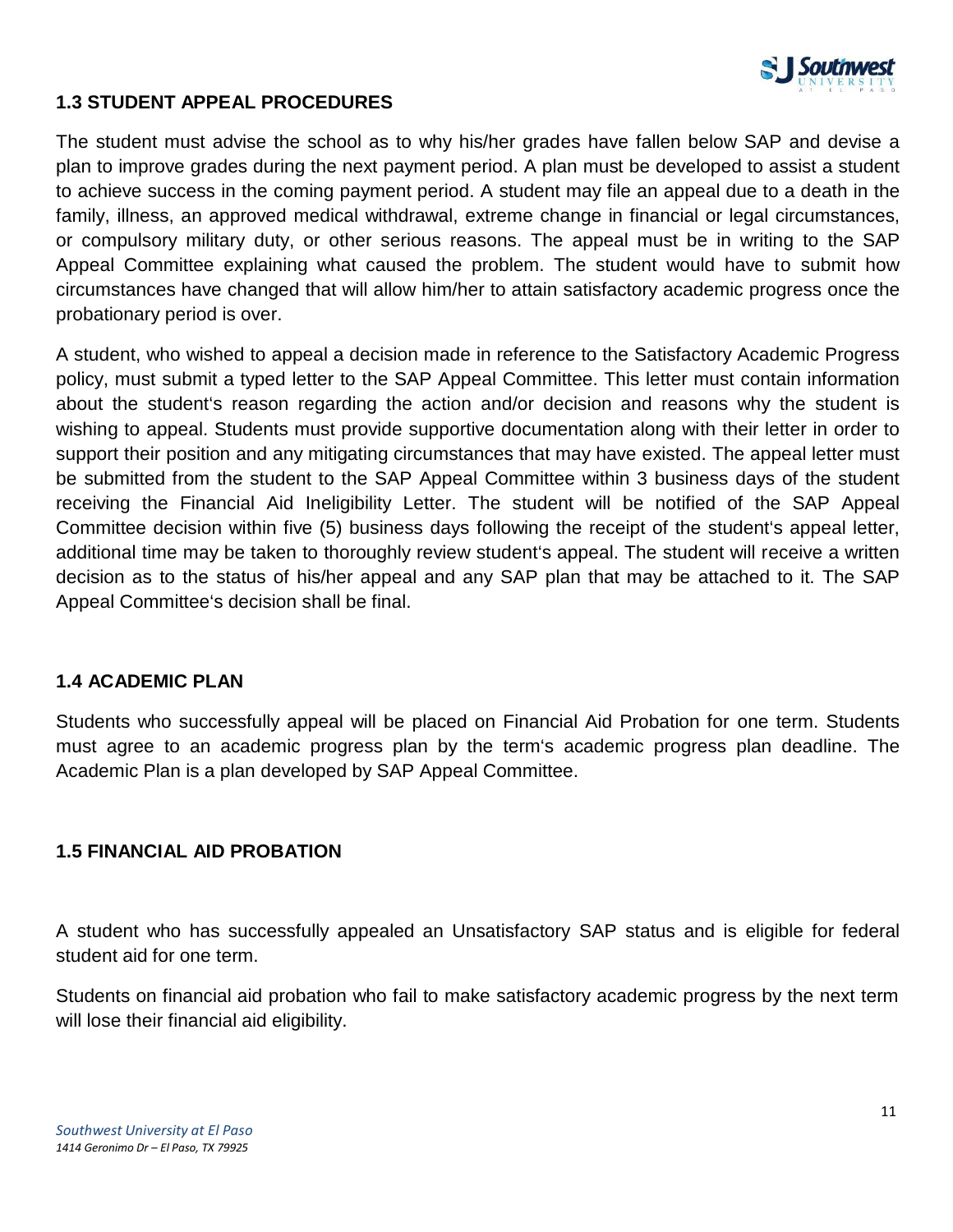## 1.3 STUDENT APPEAL PROCEDURES

The student must advise the school as to why his/her grades have fallen below SAP and devise a plan to improve grades during the next payment period. A plan must be developed to assist a student to achieve success in the coming payment period. A student may file an appeal due to a death in the family, illness, an approved medical withdrawal, extreme change in financial or legal circumstances, or compulsory military duty, or other serious reasons. The appeal must be in writing to the SAP Appeal Committee explaining what caused the problem. The student would have to submit how circumstances have changed that will allow him/her to attain satisfactory academic progress once the probationary period is over.

A student, who wished to appeal a decision made in reference to the Satisfactory Academic Progress policy, must submit a typed letter to the SAP Appeal Committee. This letter must contain information about the student‘s reason regarding the action and/or decision and reasons why the student is wishing to appeal. Students must provide supportive documentation along with their letter in order to support their position and any mitigating circumstances that may have existed. The appeal letter must be submitted from the student to the SAP Appeal Committee within 3 business days of the student receiving the Financial Aid Ineligibility Letter. The student will be notified of the SAP Appeal Committee decision within five (5) business days following the receipt of the student‘s appeal letter, additional time may be taken to thoroughly review student‘s appeal. The student will receive a written decision as to the status of his/her appeal and any SAP plan that may be attached to it. The SAP Appeal Committee‘s decision shall be final.

## 1.4 ACADEMIC PLAN

Students who successfully appeal will be placed on Financial Aid Probation for one term. Students must agree to an academic progress plan by the term‘s academic progress plan deadline. The Academic Plan is a plan developed by SAP Appeal Committee.

## 1.5 FINANCIAL AID PROBATION

A student who has successfully appealed an Unsatisfactory SAP status and is eligible for federal student aid for one term.

Students on financial aid probation who fail to make satisfactory academic progress by the next term will lose their financial aid eligibility.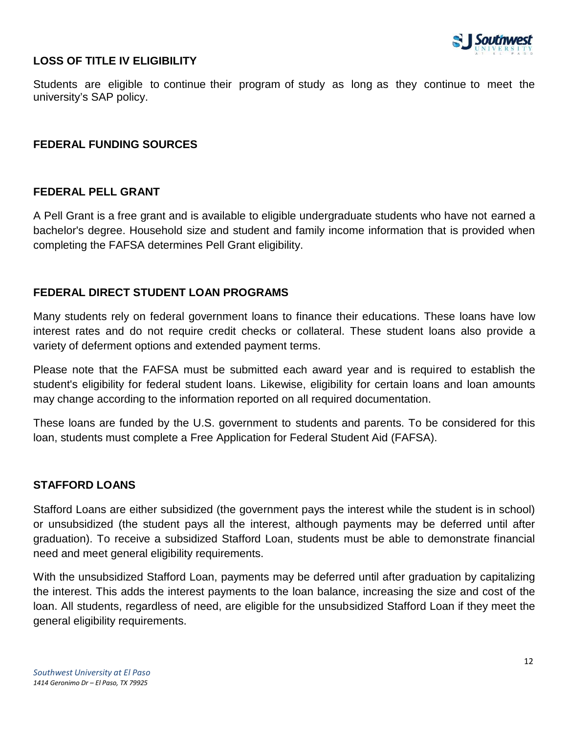## LOSS OF TITLE IV ELIGIBILITY

Students are eligible to continue their program of study as long as they continue to meet the university's SAP policy.

## FEDERAL FUNDING SOURCES

## FEDERAL PELL GRANT

A Pell Grant is a free grant and is available to eligible undergraduate students who have not earned a bachelor's degree. Household size and student and family income information that is provided when completing the FAFSA determines Pell Grant eligibility.

## FEDERAL DIRECT STUDENT LOAN PROGRAMS

Many students rely on federal government loans to finance their educations. These loans have low interest rates and do not require credit checks or collateral. These student loans also provide a variety of deferment options and extended payment terms.

Please note that the FAFSA must be submitted each award year and is required to establish the student's eligibility for federal student loans. Likewise, eligibility for certain loans and loan amounts may change according to the information reported on all required documentation.

These loans are funded by the U.S. government to students and parents. To be considered for this loan, students must complete a Free Application for Federal Student Aid (FAFSA).

## STAFFORD LOANS

Stafford Loans are either subsidized (the government pays the interest while the student is in school) or unsubsidized (the student pays all the interest, although payments may be deferred until after graduation). To receive a subsidized Stafford Loan, students must be able to demonstrate financial need and meet general eligibility requirements.

With the unsubsidized Stafford Loan, payments may be deferred until after graduation by capitalizing the interest. This adds the interest payments to the loan balance, increasing the size and cost of the loan. All students, regardless of need, are eligible for the unsubsidized Stafford Loan if they meet the general eligibility requirements.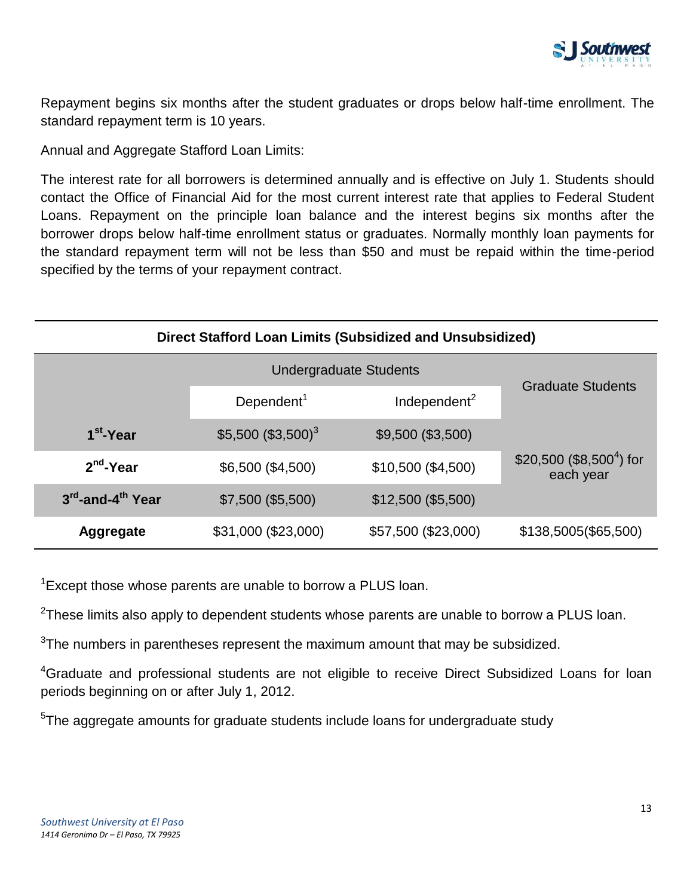Repayment begins six months after the student graduates or drops below half-time enrollment. The standard repayment term is 10 years.

Annual and Aggregate Stafford Loan Limits:

The interest rate for all borrowers is determined annually and is effective on July 1. Students should contact the Office of Financial Aid for the most current interest rate that applies to Federal Student Loans. Repayment on the principle loan balance and the interest begins six months after the borrower drops below half-time enrollment status or graduates. Normally monthly loan payments for the standard repayment term will not be less than $50 and must be repaid within the time-period specified by the terms of your repayment contract.

**Direct Stafford Loan Limits (Subsidized and Unsubsidized)**

| | Undergraduate Students | | Graduate Students |
|---|---|---|---|
| | Dependent[1] | Independent[2] | |
| **1st-Year** | $5,500 ($3,500)[3] | $9,500 ($3,500) | $20,500 ($8,500[4]) for each year |
| **2nd-Year** | $6,500 ($4,500) | $10,500 ($4,500) | |
| **3rd-and-4th Year** | $7,500 ($5,500) | $12,500 ($5,500) | |
| **Aggregate** | $31,000 ($23,000) | $57,500 ($23,000) | $138,5005($65,500) |

[1]Except those whose parents are unable to borrow a PLUS loan.

[2]These limits also apply to dependent students whose parents are unable to borrow a PLUS loan.

[3]The numbers in parentheses represent the maximum amount that may be subsidized.

[4]Graduate and professional students are not eligible to receive Direct Subsidized Loans for loan periods beginning on or after July 1, 2012.

[5]The aggregate amounts for graduate students include loans for undergraduate study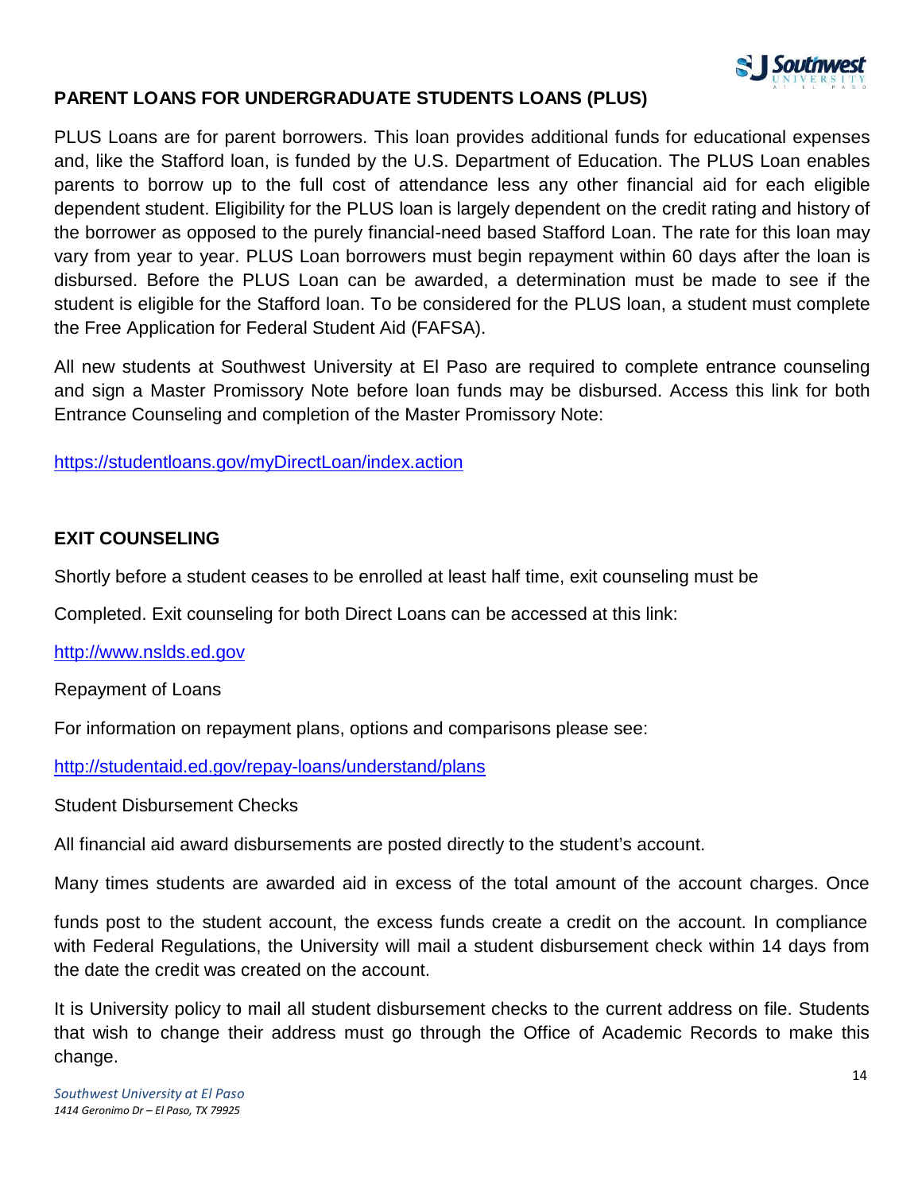## PARENT LOANS FOR UNDERGRADUATE STUDENTS LOANS (PLUS)

PLUS Loans are for parent borrowers. This loan provides additional funds for educational expenses and, like the Stafford loan, is funded by the U.S. Department of Education. The PLUS Loan enables parents to borrow up to the full cost of attendance less any other financial aid for each eligible dependent student. Eligibility for the PLUS loan is largely dependent on the credit rating and history of the borrower as opposed to the purely financial-need based Stafford Loan. The rate for this loan may vary from year to year. PLUS Loan borrowers must begin repayment within 60 days after the loan is disbursed. Before the PLUS Loan can be awarded, a determination must be made to see if the student is eligible for the Stafford loan. To be considered for the PLUS loan, a student must complete the Free Application for Federal Student Aid (FAFSA).

All new students at Southwest University at El Paso are required to complete entrance counseling and sign a Master Promissory Note before loan funds may be disbursed. Access this link for both Entrance Counseling and completion of the Master Promissory Note:

https://studentloans.gov/myDirectLoan/index.action

## EXIT COUNSELING

Shortly before a student ceases to be enrolled at least half time, exit counseling must be

Completed. Exit counseling for both Direct Loans can be accessed at this link:

http://www.nslds.ed.gov

Repayment of Loans

For information on repayment plans, options and comparisons please see:

http://studentaid.ed.gov/repay-loans/understand/plans

Student Disbursement Checks

All financial aid award disbursements are posted directly to the student's account.

Many times students are awarded aid in excess of the total amount of the account charges. Once

funds post to the student account, the excess funds create a credit on the account. In compliance with Federal Regulations, the University will mail a student disbursement check within 14 days from the date the credit was created on the account.

It is University policy to mail all student disbursement checks to the current address on file. Students that wish to change their address must go through the Office of Academic Records to make this change.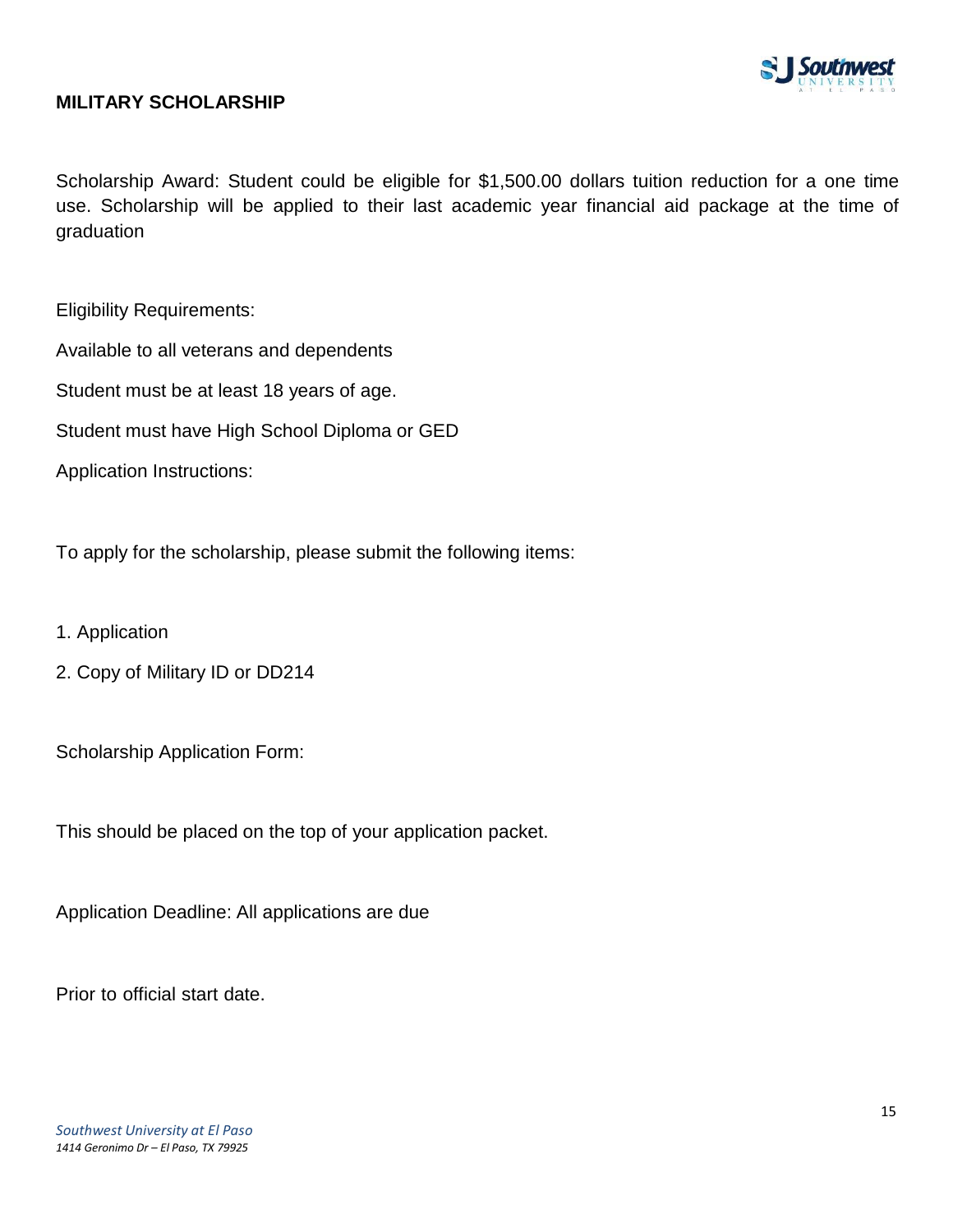## MILITARY SCHOLARSHIP

Scholarship Award: Student could be eligible for $1,500.00 dollars tuition reduction for a one time use. Scholarship will be applied to their last academic year financial aid package at the time of graduation

Eligibility Requirements:

Available to all veterans and dependents

Student must be at least 18 years of age.

Student must have High School Diploma or GED

Application Instructions:

To apply for the scholarship, please submit the following items:

1. Application
2. Copy of Military ID or DD214

Scholarship Application Form:

This should be placed on the top of your application packet.

Application Deadline: All applications are due

Prior to official start date.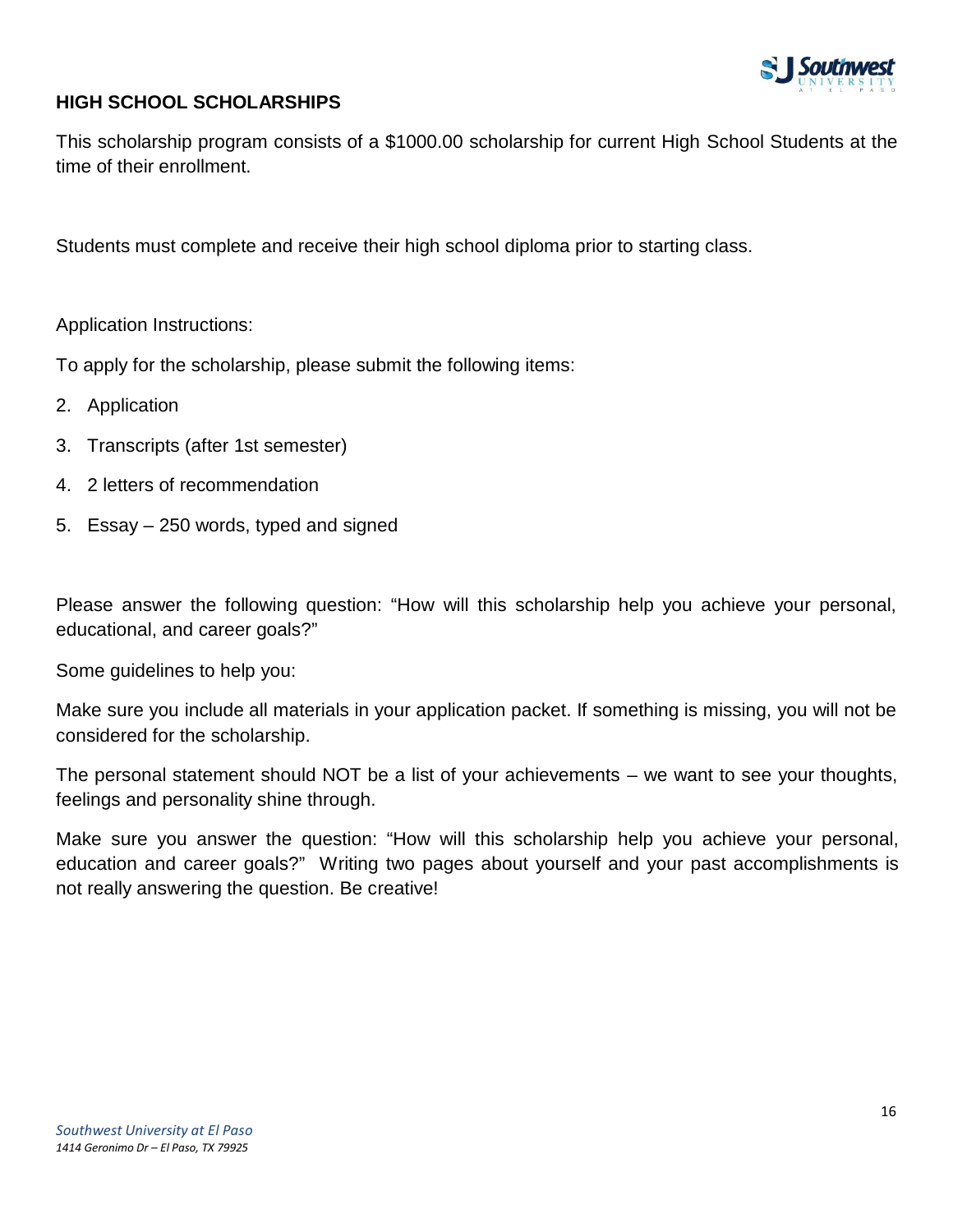## HIGH SCHOOL SCHOLARSHIPS

This scholarship program consists of a $1000.00 scholarship for current High School Students at the time of their enrollment.

Students must complete and receive their high school diploma prior to starting class.

Application Instructions:

To apply for the scholarship, please submit the following items:

2. Application
3. Transcripts (after 1st semester)
4. 2 letters of recommendation
5. Essay – 250 words, typed and signed

Please answer the following question: “How will this scholarship help you achieve your personal, educational, and career goals?”

Some guidelines to help you:

Make sure you include all materials in your application packet. If something is missing, you will not be considered for the scholarship.

The personal statement should NOT be a list of your achievements – we want to see your thoughts, feelings and personality shine through.

Make sure you answer the question: “How will this scholarship help you achieve your personal, education and career goals?” Writing two pages about yourself and your past accomplishments is not really answering the question. Be creative!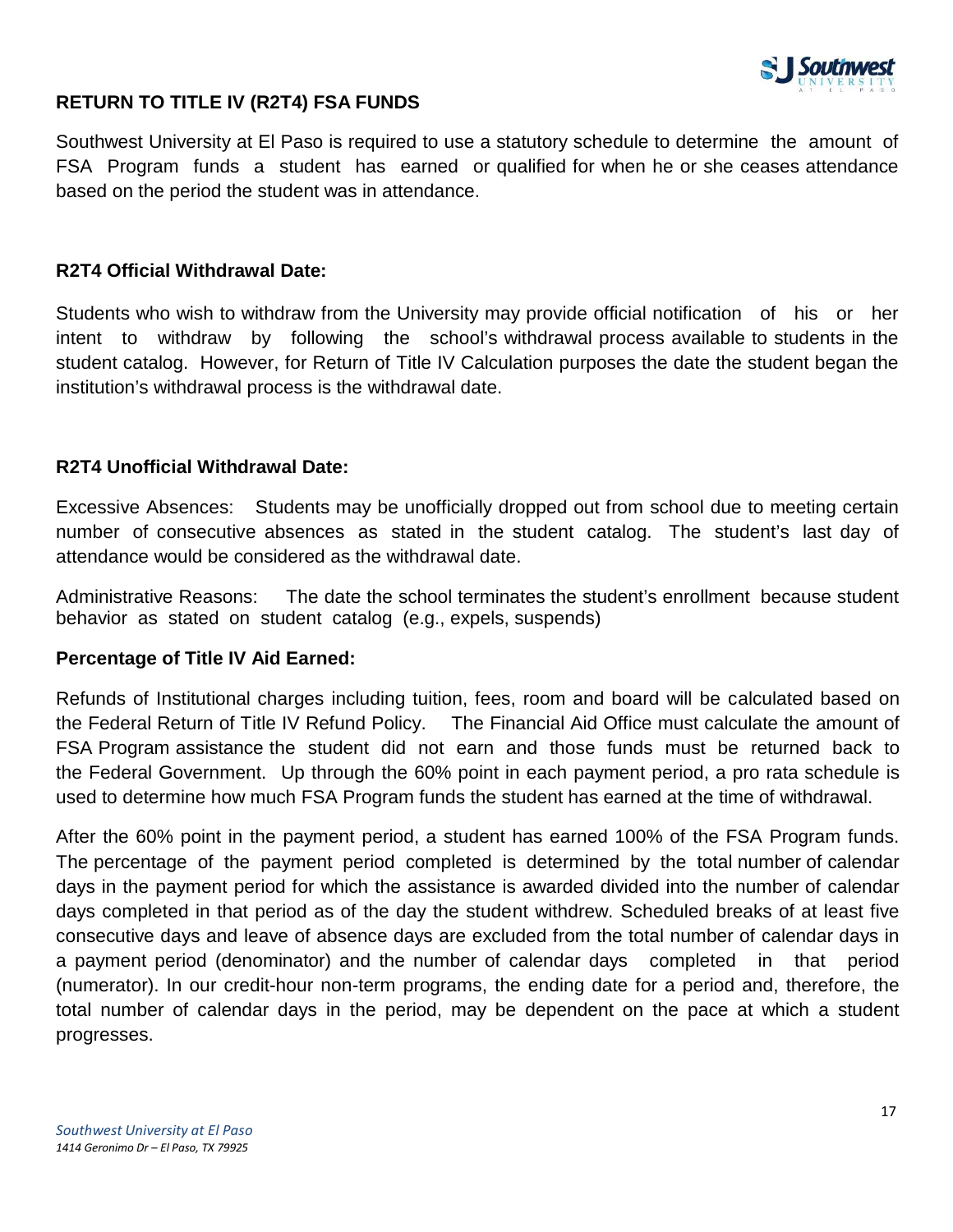## RETURN TO TITLE IV (R2T4) FSA FUNDS

Southwest University at El Paso is required to use a statutory schedule to determine the amount of FSA Program funds a student has earned or qualified for when he or she ceases attendance based on the period the student was in attendance.

### R2T4 Official Withdrawal Date:

Students who wish to withdraw from the University may provide official notification of his or her intent to withdraw by following the school's withdrawal process available to students in the student catalog. However, for Return of Title IV Calculation purposes the date the student began the institution's withdrawal process is the withdrawal date.

### R2T4 Unofficial Withdrawal Date:

Excessive Absences: Students may be unofficially dropped out from school due to meeting certain number of consecutive absences as stated in the student catalog. The student's last day of attendance would be considered as the withdrawal date.

Administrative Reasons: The date the school terminates the student's enrollment because student behavior as stated on student catalog (e.g., expels, suspends)

### Percentage of Title IV Aid Earned:

Refunds of Institutional charges including tuition, fees, room and board will be calculated based on the Federal Return of Title IV Refund Policy. The Financial Aid Office must calculate the amount of FSA Program assistance the student did not earn and those funds must be returned back to the Federal Government. Up through the 60% point in each payment period, a pro rata schedule is used to determine how much FSA Program funds the student has earned at the time of withdrawal.

After the 60% point in the payment period, a student has earned 100% of the FSA Program funds. The percentage of the payment period completed is determined by the total number of calendar days in the payment period for which the assistance is awarded divided into the number of calendar days completed in that period as of the day the student withdrew. Scheduled breaks of at least five consecutive days and leave of absence days are excluded from the total number of calendar days in a payment period (denominator) and the number of calendar days completed in that period (numerator). In our credit-hour non-term programs, the ending date for a period and, therefore, the total number of calendar days in the period, may be dependent on the pace at which a student progresses.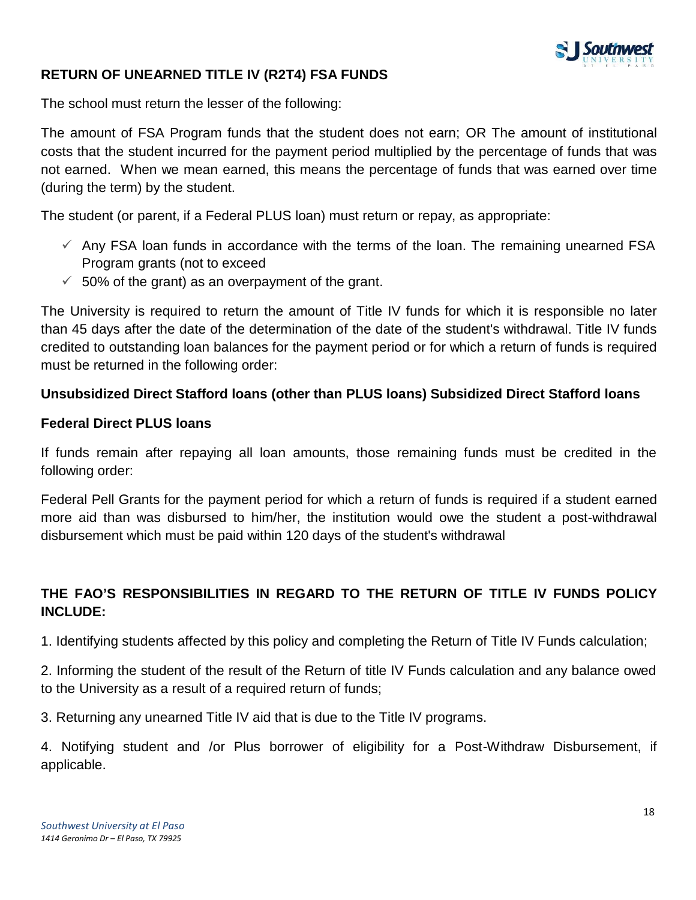## RETURN OF UNEARNED TITLE IV (R2T4) FSA FUNDS

The school must return the lesser of the following:

The amount of FSA Program funds that the student does not earn; OR The amount of institutional costs that the student incurred for the payment period multiplied by the percentage of funds that was not earned. When we mean earned, this means the percentage of funds that was earned over time (during the term) by the student.

The student (or parent, if a Federal PLUS loan) must return or repay, as appropriate:

- ✓ Any FSA loan funds in accordance with the terms of the loan. The remaining unearned FSA Program grants (not to exceed
- ✓ 50% of the grant) as an overpayment of the grant.

The University is required to return the amount of Title IV funds for which it is responsible no later than 45 days after the date of the determination of the date of the student's withdrawal. Title IV funds credited to outstanding loan balances for the payment period or for which a return of funds is required must be returned in the following order:

**Unsubsidized Direct Stafford loans (other than PLUS loans) Subsidized Direct Stafford loans**

**Federal Direct PLUS loans**

If funds remain after repaying all loan amounts, those remaining funds must be credited in the following order:

Federal Pell Grants for the payment period for which a return of funds is required if a student earned more aid than was disbursed to him/her, the institution would owe the student a post-withdrawal disbursement which must be paid within 120 days of the student's withdrawal

## THE FAO'S RESPONSIBILITIES IN REGARD TO THE RETURN OF TITLE IV FUNDS POLICY INCLUDE:

1. Identifying students affected by this policy and completing the Return of Title IV Funds calculation;

2. Informing the student of the result of the Return of title IV Funds calculation and any balance owed to the University as a result of a required return of funds;

3. Returning any unearned Title IV aid that is due to the Title IV programs.

4. Notifying student and /or Plus borrower of eligibility for a Post-Withdraw Disbursement, if applicable.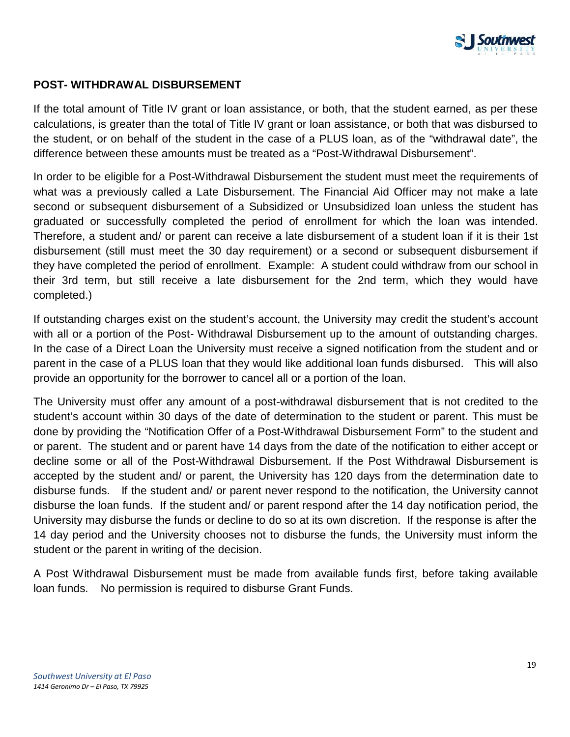**POST- WITHDRAWAL DISBURSEMENT**

If the total amount of Title IV grant or loan assistance, or both, that the student earned, as per these calculations, is greater than the total of Title IV grant or loan assistance, or both that was disbursed to the student, or on behalf of the student in the case of a PLUS loan, as of the "withdrawal date", the difference between these amounts must be treated as a "Post-Withdrawal Disbursement".

In order to be eligible for a Post-Withdrawal Disbursement the student must meet the requirements of what was a previously called a Late Disbursement. The Financial Aid Officer may not make a late second or subsequent disbursement of a Subsidized or Unsubsidized loan unless the student has graduated or successfully completed the period of enrollment for which the loan was intended. Therefore, a student and/ or parent can receive a late disbursement of a student loan if it is their 1st disbursement (still must meet the 30 day requirement) or a second or subsequent disbursement if they have completed the period of enrollment. Example: A student could withdraw from our school in their 3rd term, but still receive a late disbursement for the 2nd term, which they would have completed.)

If outstanding charges exist on the student's account, the University may credit the student's account with all or a portion of the Post- Withdrawal Disbursement up to the amount of outstanding charges. In the case of a Direct Loan the University must receive a signed notification from the student and or parent in the case of a PLUS loan that they would like additional loan funds disbursed. This will also provide an opportunity for the borrower to cancel all or a portion of the loan.

The University must offer any amount of a post-withdrawal disbursement that is not credited to the student's account within 30 days of the date of determination to the student or parent. This must be done by providing the "Notification Offer of a Post-Withdrawal Disbursement Form" to the student and or parent. The student and or parent have 14 days from the date of the notification to either accept or decline some or all of the Post-Withdrawal Disbursement. If the Post Withdrawal Disbursement is accepted by the student and/ or parent, the University has 120 days from the determination date to disburse funds. If the student and/ or parent never respond to the notification, the University cannot disburse the loan funds. If the student and/ or parent respond after the 14 day notification period, the University may disburse the funds or decline to do so at its own discretion. If the response is after the 14 day period and the University chooses not to disburse the funds, the University must inform the student or the parent in writing of the decision.

A Post Withdrawal Disbursement must be made from available funds first, before taking available loan funds. No permission is required to disburse Grant Funds.